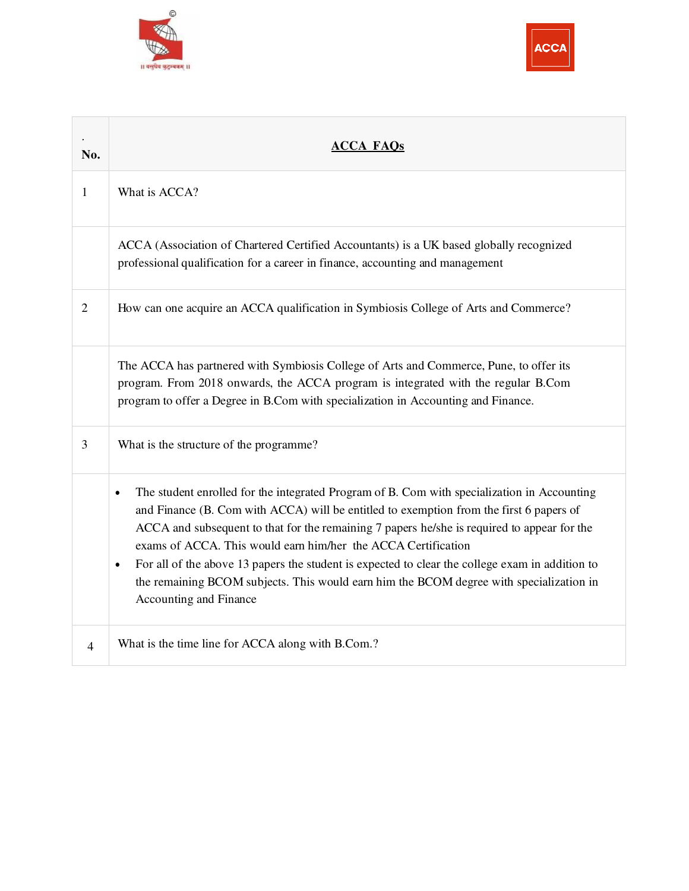| . No. | ACCA FAQs |
|---|---|
| 1 | What is ACCA? |
| | ACCA (Association of Chartered Certified Accountants) is a UK based globally recognized professional qualification for a career in finance, accounting and management |
| 2 | How can one acquire an ACCA qualification in Symbiosis College of Arts and Commerce? |
| | The ACCA has partnered with Symbiosis College of Arts and Commerce, Pune, to offer its program. From 2018 onwards, the ACCA program is integrated with the regular B.Com program to offer a Degree in B.Com with specialization in Accounting and Finance. |
| 3 | What is the structure of the programme? |
| | • The student enrolled for the integrated Program of B. Com with specialization in Accounting and Finance (B. Com with ACCA) will be entitled to exemption from the first 6 papers of ACCA and subsequent to that for the remaining 7 papers he/she is required to appear for the exams of ACCA. This would earn him/her the ACCA Certification<br>• For all of the above 13 papers the student is expected to clear the college exam in addition to the remaining BCOM subjects. This would earn him the BCOM degree with specialization in Accounting and Finance |
| 4 | What is the time line for ACCA along with B.Com.? |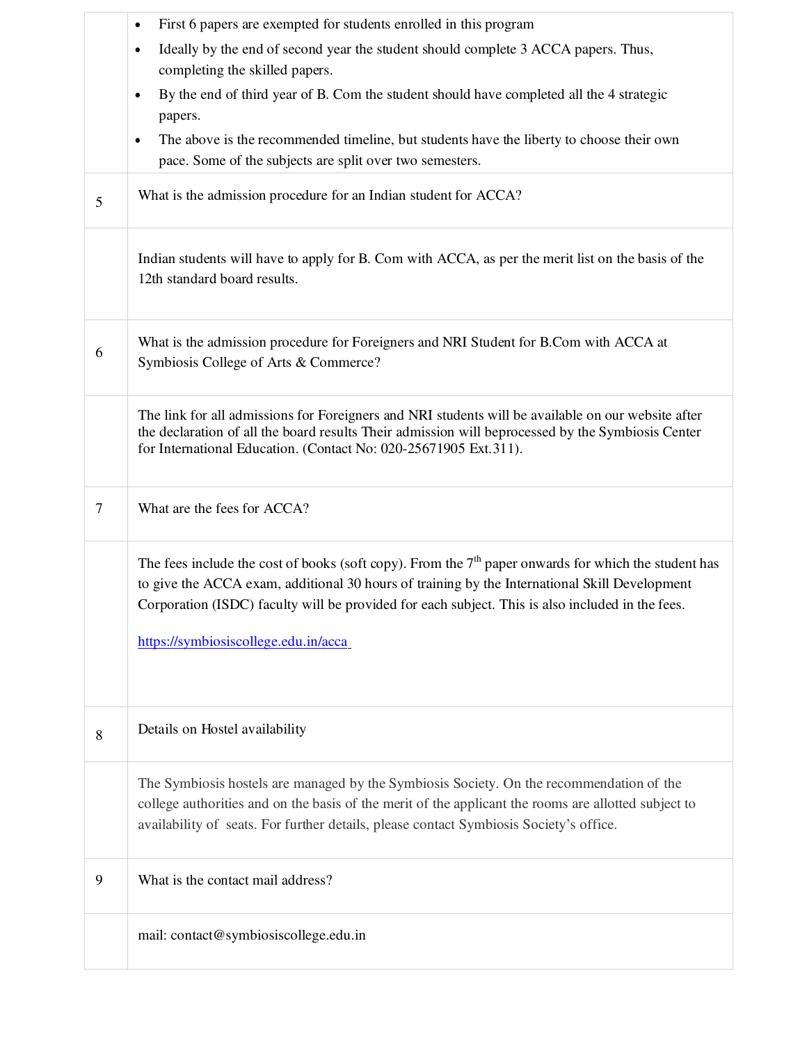| | |
|---|---|
| | • First 6 papers are exempted for students enrolled in this program<br>• Ideally by the end of second year the student should complete 3 ACCA papers. Thus, completing the skilled papers.<br>• By the end of third year of B. Com the student should have completed all the 4 strategic papers.<br>• The above is the recommended timeline, but students have the liberty to choose their own pace. Some of the subjects are split over two semesters. |
| 5 | What is the admission procedure for an Indian student for ACCA? |
| | Indian students will have to apply for B. Com with ACCA, as per the merit list on the basis of the 12th standard board results. |
| 6 | What is the admission procedure for Foreigners and NRI Student for B.Com with ACCA at Symbiosis College of Arts & Commerce? |
| | The link for all admissions for Foreigners and NRI students will be available on our website after the declaration of all the board results Their admission will beprocessed by the Symbiosis Center for International Education. (Contact No: 020-25671905 Ext.311). |
| 7 | What are the fees for ACCA? |
| | The fees include the cost of books (soft copy). From the 7th paper onwards for which the student has to give the ACCA exam, additional 30 hours of training by the International Skill Development Corporation (ISDC) faculty will be provided for each subject. This is also included in the fees.<br><br>https://symbiosiscollege.edu.in/acca |
| 8 | Details on Hostel availability |
| | The Symbiosis hostels are managed by the Symbiosis Society. On the recommendation of the college authorities and on the basis of the merit of the applicant the rooms are allotted subject to availability of seats. For further details, please contact Symbiosis Society's office. |
| 9 | What is the contact mail address? |
| | mail: contact@symbiosiscollege.edu.in |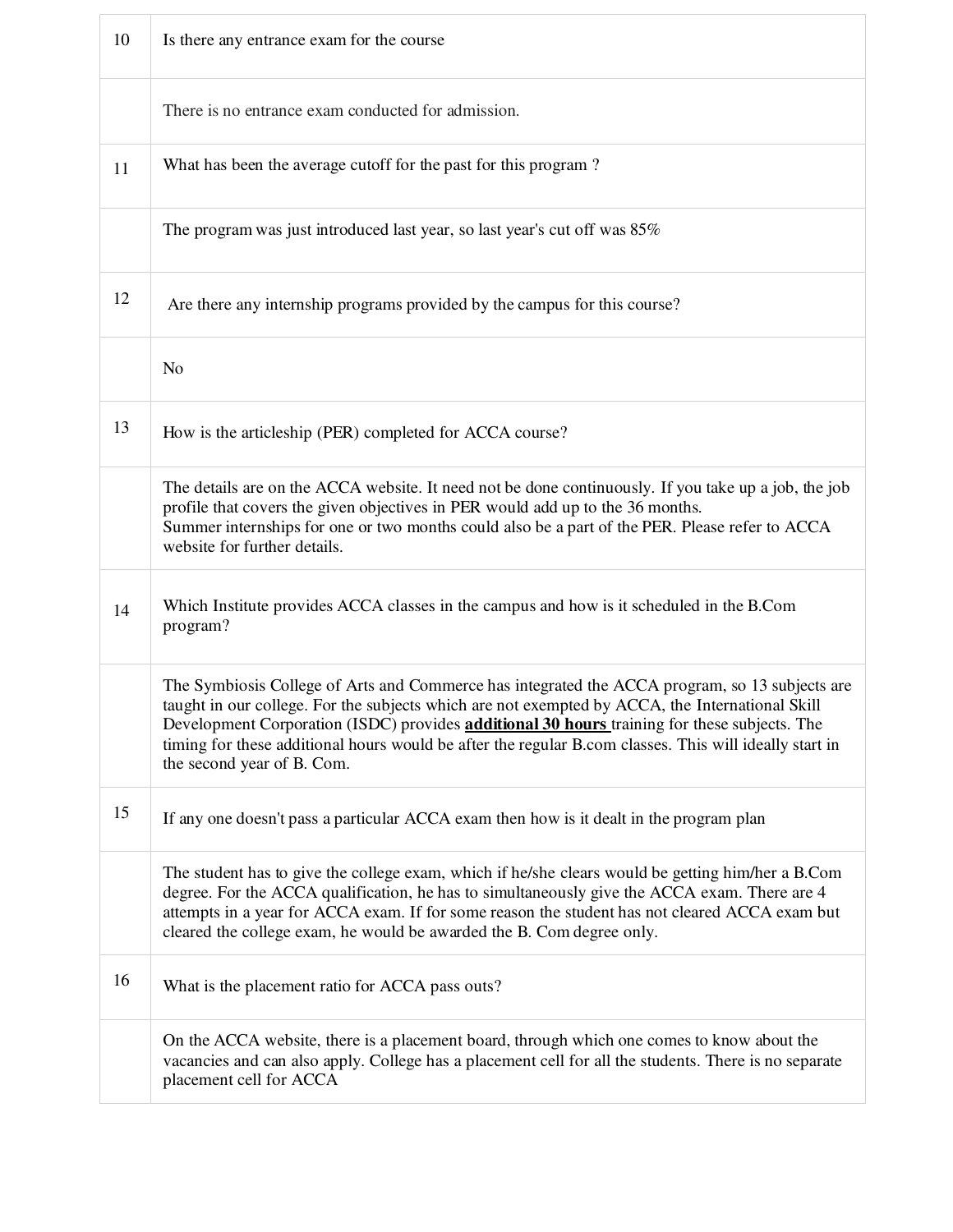| | |
|---|---|
| 10 | Is there any entrance exam for the course |
| | There is no entrance exam conducted for admission. |
| 11 | What has been the average cutoff for the past for this program ? |
| | The program was just introduced last year, so last year's cut off was 85% |
| 12 | Are there any internship programs provided by the campus for this course? |
| | No |
| 13 | How is the articleship (PER) completed for ACCA course? |
| | The details are on the ACCA website. It need not be done continuously. If you take up a job, the job profile that covers the given objectives in PER would add up to the 36 months.<br>Summer internships for one or two months could also be a part of the PER. Please refer to ACCA website for further details. |
| 14 | Which Institute provides ACCA classes in the campus and how is it scheduled in the B.Com program? |
| | The Symbiosis College of Arts and Commerce has integrated the ACCA program, so 13 subjects are taught in our college. For the subjects which are not exempted by ACCA, the International Skill Development Corporation (ISDC) provides **additional 30 hours** training for these subjects. The timing for these additional hours would be after the regular B.com classes. This will ideally start in the second year of B. Com. |
| 15 | If any one doesn't pass a particular ACCA exam then how is it dealt in the program plan |
| | The student has to give the college exam, which if he/she clears would be getting him/her a B.Com degree. For the ACCA qualification, he has to simultaneously give the ACCA exam. There are 4 attempts in a year for ACCA exam. If for some reason the student has not cleared ACCA exam but cleared the college exam, he would be awarded the B. Com degree only. |
| 16 | What is the placement ratio for ACCA pass outs? |
| | On the ACCA website, there is a placement board, through which one comes to know about the vacancies and can also apply. College has a placement cell for all the students. There is no separate placement cell for ACCA |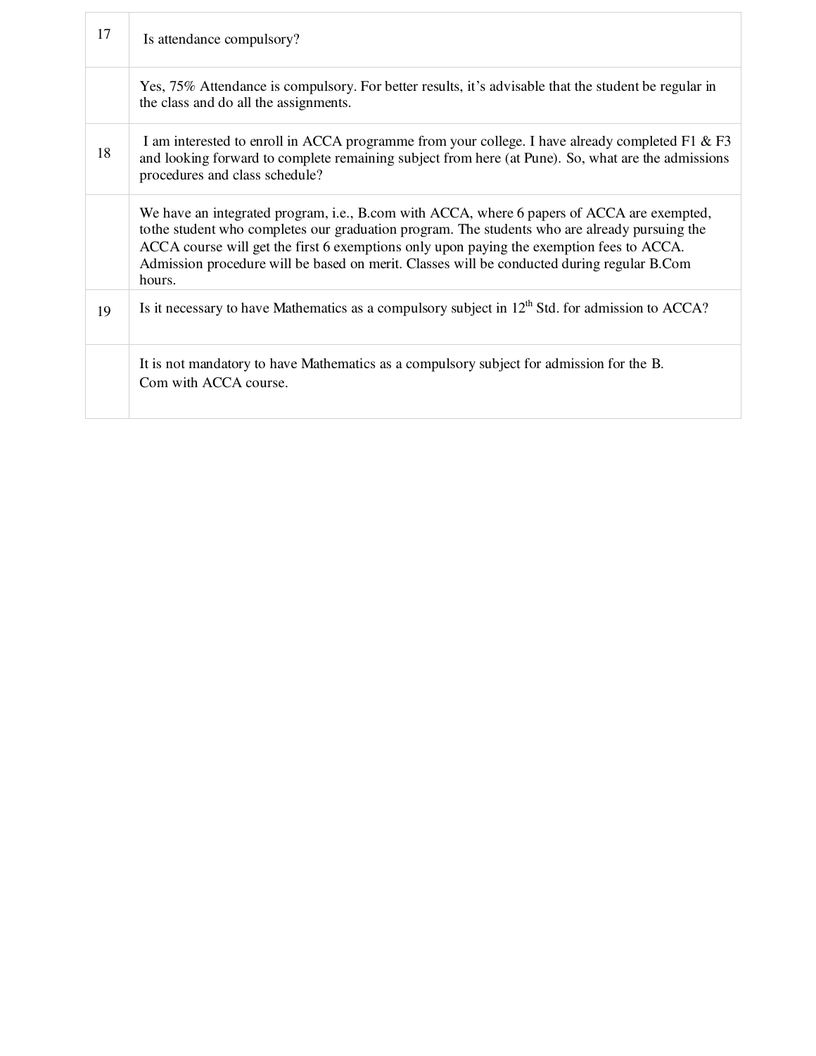| | |
|---|---|
| 17 | Is attendance compulsory? |
| | Yes, 75% Attendance is compulsory. For better results, it's advisable that the student be regular in the class and do all the assignments. |
| 18 | I am interested to enroll in ACCA programme from your college. I have already completed F1 & F3 and looking forward to complete remaining subject from here (at Pune). So, what are the admissions procedures and class schedule? |
| | We have an integrated program, i.e., B.com with ACCA, where 6 papers of ACCA are exempted, tothe student who completes our graduation program. The students who are already pursuing the ACCA course will get the first 6 exemptions only upon paying the exemption fees to ACCA. Admission procedure will be based on merit. Classes will be conducted during regular B.Com hours. |
| 19 | Is it necessary to have Mathematics as a compulsory subject in 12th Std. for admission to ACCA? |
| | It is not mandatory to have Mathematics as a compulsory subject for admission for the B. Com with ACCA course. |